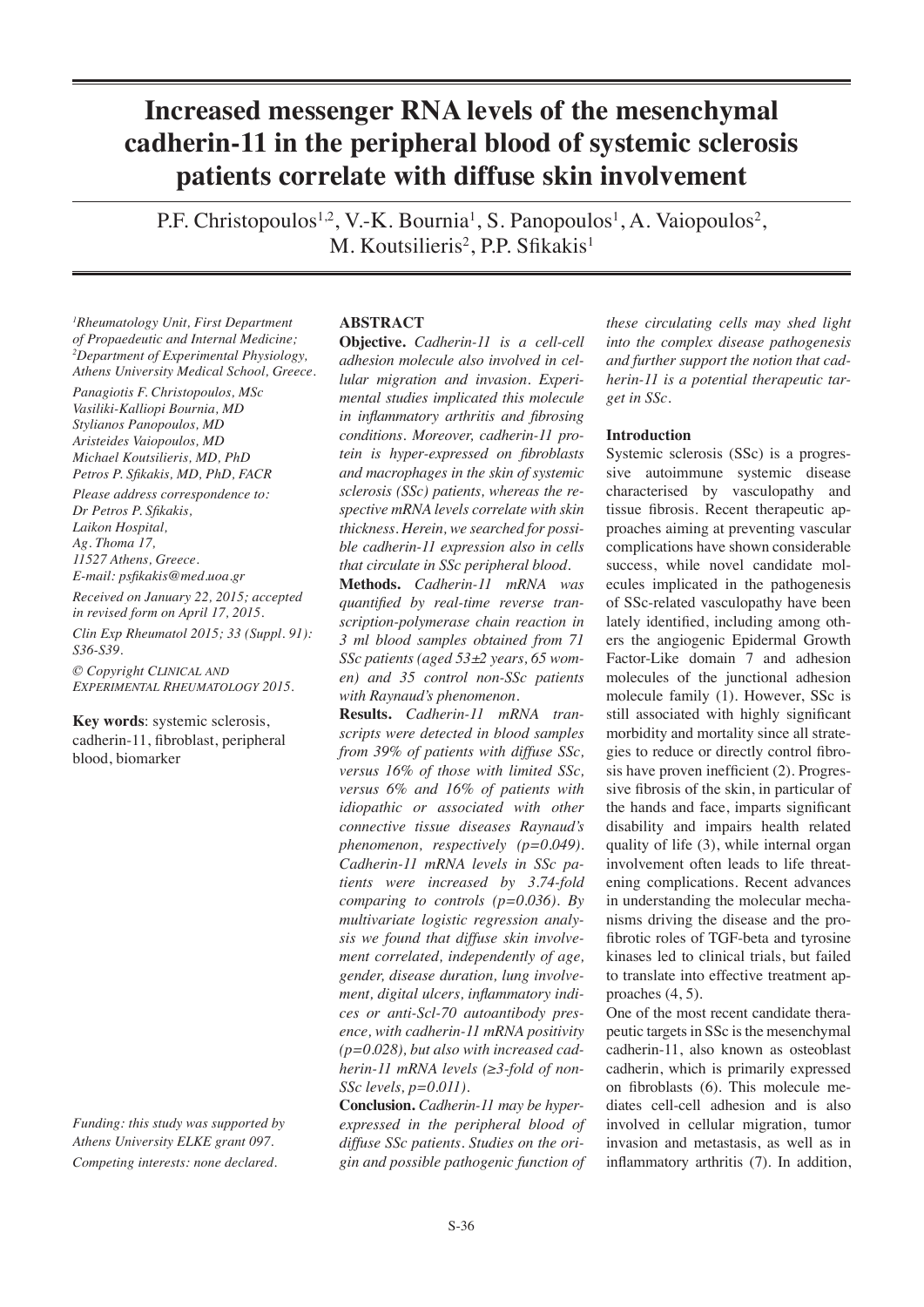# Increased messenger RNA levels of the mesenchymal cadherin-11 in the peripheral blood of systemic sclerosis patients correlate with diffuse skin involvement

P.F. Christopoulos[1,2], V.-K. Bournia[1], S. Panopoulos[1], A. Vaiopoulos[2], M. Koutsilieris[2], P.P. Sfikakis[1]

*[1]Rheumatology Unit, First Department of Propaedeutic and Internal Medicine; [2]Department of Experimental Physiology, Athens University Medical School, Greece.*

*Panagiotis F. Christopoulos, MSc*
*Vasiliki-Kalliopi Bournia, MD*
*Stylianos Panopoulos, MD*
*Aristeides Vaiopoulos, MD*
*Michael Koutsilieris, MD, PhD*
*Petros P. Sfikakis, MD, PhD, FACR*

*Please address correspondence to: Dr Petros P. Sfikakis, Laikon Hospital, Ag. Thoma 17, 11527 Athens, Greece. E-mail: psfikakis@med.uoa.gr*

*Received on January 22, 2015; accepted in revised form on April 17, 2015.*

*Clin Exp Rheumatol 2015; 33 (Suppl. 91): S36-S39.*

*© Copyright Clinical and Experimental Rheumatology 2015.*

**Key words**: systemic sclerosis, cadherin-11, fibroblast, peripheral blood, biomarker

*Funding: this study was supported by Athens University ELKE grant 097.*
*Competing interests: none declared.*

## ABSTRACT

**Objective.** *Cadherin-11 is a cell-cell adhesion molecule also involved in cellular migration and invasion. Experimental studies implicated this molecule in inflammatory arthritis and fibrosing conditions. Moreover, cadherin-11 protein is hyper-expressed on fibroblasts and macrophages in the skin of systemic sclerosis (SSc) patients, whereas the respective mRNA levels correlate with skin thickness. Herein, we searched for possible cadherin-11 expression also in cells that circulate in SSc peripheral blood.*

**Methods.** *Cadherin-11 mRNA was quantified by real-time reverse transcription-polymerase chain reaction in 3 ml blood samples obtained from 71 SSc patients (aged 53±2 years, 65 women) and 35 control non-SSc patients with Raynaud's phenomenon.*

**Results.** *Cadherin-11 mRNA transcripts were detected in blood samples from 39% of patients with diffuse SSc, versus 16% of those with limited SSc, versus 6% and 16% of patients with idiopathic or associated with other connective tissue diseases Raynaud's phenomenon, respectively (p=0.049). Cadherin-11 mRNA levels in SSc patients were increased by 3.74-fold comparing to controls (p=0.036). By multivariate logistic regression analysis we found that diffuse skin involvement correlated, independently of age, gender, disease duration, lung involvement, digital ulcers, inflammatory indices or anti-Scl-70 autoantibody presence, with cadherin-11 mRNA positivity (p=0.028), but also with increased cadherin-11 mRNA levels (≥3-fold of non-SSc levels, p=0.011).*

**Conclusion.** *Cadherin-11 may be hyper-expressed in the peripheral blood of diffuse SSc patients. Studies on the origin and possible pathogenic function of these circulating cells may shed light into the complex disease pathogenesis and further support the notion that cadherin-11 is a potential therapeutic target in SSc.*

## Introduction

Systemic sclerosis (SSc) is a progressive autoimmune systemic disease characterised by vasculopathy and tissue fibrosis. Recent therapeutic approaches aiming at preventing vascular complications have shown considerable success, while novel candidate molecules implicated in the pathogenesis of SSc-related vasculopathy have been lately identified, including among others the angiogenic Epidermal Growth Factor-Like domain 7 and adhesion molecules of the junctional adhesion molecule family (1). However, SSc is still associated with highly significant morbidity and mortality since all strategies to reduce or directly control fibrosis have proven inefficient (2). Progressive fibrosis of the skin, in particular of the hands and face, imparts significant disability and impairs health related quality of life (3), while internal organ involvement often leads to life threatening complications. Recent advances in understanding the molecular mechanisms driving the disease and the profibrotic roles of TGF-beta and tyrosine kinases led to clinical trials, but failed to translate into effective treatment approaches (4, 5).

One of the most recent candidate therapeutic targets in SSc is the mesenchymal cadherin-11, also known as osteoblast cadherin, which is primarily expressed on fibroblasts (6). This molecule mediates cell-cell adhesion and is also involved in cellular migration, tumor invasion and metastasis, as well as in inflammatory arthritis (7). In addition,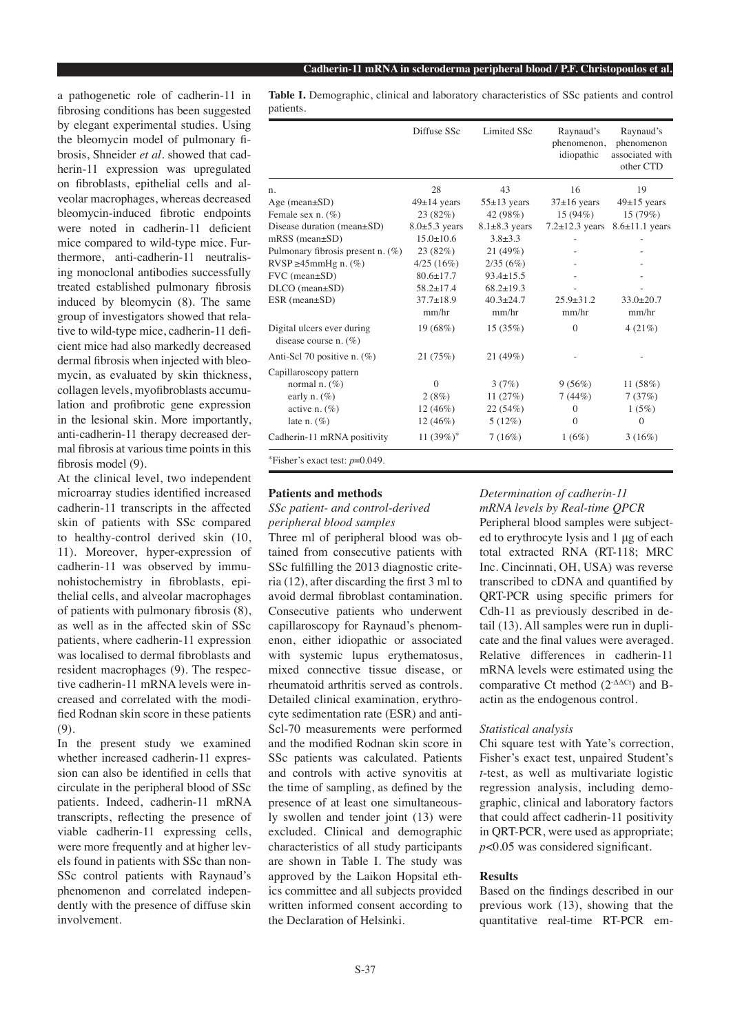a pathogenetic role of cadherin-11 in fibrosing conditions has been suggested by elegant experimental studies. Using the bleomycin model of pulmonary fibrosis, Shneider *et al.* showed that cadherin-11 expression was upregulated on fibroblasts, epithelial cells and alveolar macrophages, whereas decreased bleomycin-induced fibrotic endpoints were noted in cadherin-11 deficient mice compared to wild-type mice. Furthermore, anti-cadherin-11 neutralising monoclonal antibodies successfully treated established pulmonary fibrosis induced by bleomycin (8). The same group of investigators showed that relative to wild-type mice, cadherin-11 deficient mice had also markedly decreased dermal fibrosis when injected with bleomycin, as evaluated by skin thickness, collagen levels, myofibroblasts accumulation and profibrotic gene expression in the lesional skin. More importantly, anti-cadherin-11 therapy decreased dermal fibrosis at various time points in this fibrosis model (9).

At the clinical level, two independent microarray studies identified increased cadherin-11 transcripts in the affected skin of patients with SSc compared to healthy-control derived skin (10, 11). Moreover, hyper-expression of cadherin-11 was observed by immunohistochemistry in fibroblasts, epithelial cells, and alveolar macrophages of patients with pulmonary fibrosis (8), as well as in the affected skin of SSc patients, where cadherin-11 expression was localised to dermal fibroblasts and resident macrophages (9). The respective cadherin-11 mRNA levels were increased and correlated with the modified Rodnan skin score in these patients (9).

In the present study we examined whether increased cadherin-11 expression can also be identified in cells that circulate in the peripheral blood of SSc patients. Indeed, cadherin-11 mRNA transcripts, reflecting the presence of viable cadherin-11 expressing cells, were more frequently and at higher levels found in patients with SSc than non-SSc control patients with Raynaud's phenomenon and correlated independently with the presence of diffuse skin involvement.

**Table I.** Demographic, clinical and laboratory characteristics of SSc patients and control patients.

| | Diffuse SSc | Limited SSc | Raynaud's phenomenon, idiopathic | Raynaud's phenomenon associated with other CTD |
|---|---|---|---|---|
| n. | 28 | 43 | 16 | 19 |
| Age (mean±SD) | 49±14 years | 55±13 years | 37±16 years | 49±15 years |
| Female sex n. (%) | 23 (82%) | 42 (98%) | 15 (94%) | 15 (79%) |
| Disease duration (mean±SD) | 8.0±5.3 years | 8.1±8.3 years | 7.2±12.3 years | 8.6±11.1 years |
| mRSS (mean±SD) | 15.0±10.6 | 3.8±3.3 | - | - |
| Pulmonary fibrosis present n. (%) | 23 (82%) | 21 (49%) | - | - |
| RVSP ≥45mmHg n. (%) | 4/25 (16%) | 2/35 (6%) | - | - |
| FVC (mean±SD) | 80.6±17.7 | 93.4±15.5 | - | - |
| DLCO (mean±SD) | 58.2±17.4 | 68.2±19.3 | - | - |
| ESR (mean±SD) | 37.7±18.9 mm/hr | 40.3±24.7 mm/hr | 25.9±31.2 mm/hr | 33.0±20.7 mm/hr |
| Digital ulcers ever during disease course n. (%) | 19 (68%) | 15 (35%) | 0 | 4 (21%) |
| Anti-Scl 70 positive n. (%) | 21 (75%) | 21 (49%) | - | - |
| Capillaroscopy pattern | | | | |
| normal n. (%) | 0 | 3 (7%) | 9 (56%) | 11 (58%) |
| early n. (%) | 2 (8%) | 11 (27%) | 7 (44%) | 7 (37%) |
| active n. (%) | 12 (46%) | 22 (54%) | 0 | 1 (5%) |
| late n. (%) | 12 (46%) | 5 (12%) | 0 | 0 |
| Cadherin-11 mRNA positivity | 11 (39%)* | 7 (16%) | 1 (6%) | 3 (16%) |

*Fisher's exact test: $p$=0.049.

## Patients and methods

### *SSc patient- and control-derived peripheral blood samples*

Three ml of peripheral blood was obtained from consecutive patients with SSc fulfilling the 2013 diagnostic criteria (12), after discarding the first 3 ml to avoid dermal fibroblast contamination. Consecutive patients who underwent capillaroscopy for Raynaud's phenomenon, either idiopathic or associated with systemic lupus erythematosus, mixed connective tissue disease, or rheumatoid arthritis served as controls. Detailed clinical examination, erythrocyte sedimentation rate (ESR) and anti-Scl-70 measurements were performed and the modified Rodnan skin score in SSc patients was calculated. Patients and controls with active synovitis at the time of sampling, as defined by the presence of at least one simultaneously swollen and tender joint (13) were excluded. Clinical and demographic characteristics of all study participants are shown in Table I. The study was approved by the Laikon Hopsital ethics committee and all subjects provided written informed consent according to the Declaration of Helsinki.

### *Determination of cadherin-11 mRNA levels by Real-time QPCR*

Peripheral blood samples were subjected to erythrocyte lysis and 1 μg of each total extracted RNA (RT-118; MRC Inc. Cincinnati, OH, USA) was reverse transcribed to cDNA and quantified by QRT-PCR using specific primers for Cdh-11 as previously described in detail (13). All samples were run in duplicate and the final values were averaged. Relative differences in cadherin-11 mRNA levels were estimated using the comparative Ct method ($2^{-\Delta\Delta Ct}$) and B-actin as the endogenous control.

### *Statistical analysis*

Chi square test with Yate's correction, Fisher's exact test, unpaired Student's *t*-test, as well as multivariate logistic regression analysis, including demographic, clinical and laboratory factors that could affect cadherin-11 positivity in QRT-PCR, were used as appropriate; $p<0.05$ was considered significant.

## Results

Based on the findings described in our previous work (13), showing that the quantitative real-time RT-PCR em-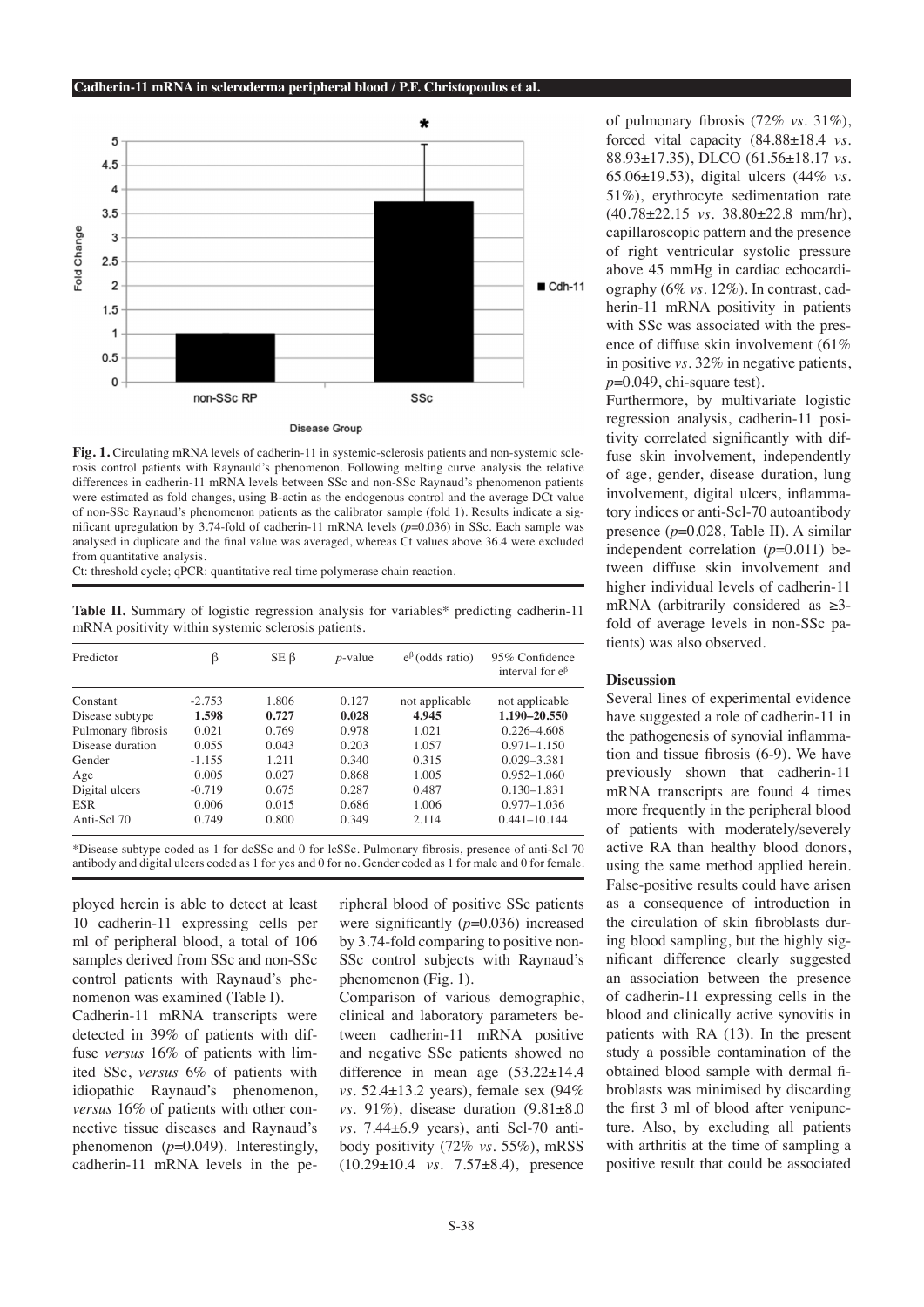Fig. 1. Circulating mRNA levels of cadherin-11 in systemic-sclerosis patients and non-systemic sclerosis control patients with Raynauld's phenomenon. Following melting curve analysis the relative differences in cadherin-11 mRNA levels between SSc and non-SSc Raynaud's phenomenon patients were estimated as fold changes, using B-actin as the endogenous control and the average DCt value of non-SSc Raynaud's phenomenon patients as the calibrator sample (fold 1). Results indicate a significant upregulation by 3.74-fold of cadherin-11 mRNA levels ($p$=0.036) in SSc. Each sample was analysed in duplicate and the final value was averaged, whereas Ct values above 36.4 were excluded from quantitative analysis.
Ct: threshold cycle; qPCR: quantitative real time polymerase chain reaction.

**Table II.** Summary of logistic regression analysis for variables* predicting cadherin-11 mRNA positivity within systemic sclerosis patients.

| Predictor | β | SE β | $p$-value | $e^{\beta}$ (odds ratio) | 95% Confidence interval for $e^{\beta}$ |
|---|---|---|---|---|---|
| Constant | -2.753 | 1.806 | 0.127 | not applicable | not applicable |
| Disease subtype | **1.598** | **0.727** | **0.028** | **4.945** | **1.190–20.550** |
| Pulmonary fibrosis | 0.021 | 0.769 | 0.978 | 1.021 | 0.226–4.608 |
| Disease duration | 0.055 | 0.043 | 0.203 | 1.057 | 0.971–1.150 |
| Gender | -1.155 | 1.211 | 0.340 | 0.315 | 0.029–3.381 |
| Age | 0.005 | 0.027 | 0.868 | 1.005 | 0.952–1.060 |
| Digital ulcers | -0.719 | 0.675 | 0.287 | 0.487 | 0.130–1.831 |
| ESR | 0.006 | 0.015 | 0.686 | 1.006 | 0.977–1.036 |
| Anti-Scl 70 | 0.749 | 0.800 | 0.349 | 2.114 | 0.441–10.144 |

*Disease subtype coded as 1 for dcSSc and 0 for lcSSc. Pulmonary fibrosis, presence of anti-Scl 70 antibody and digital ulcers coded as 1 for yes and 0 for no. Gender coded as 1 for male and 0 for female.

ployed herein is able to detect at least 10 cadherin-11 expressing cells per ml of peripheral blood, a total of 106 samples derived from SSc and non-SSc control patients with Raynaud's phenomenon was examined (Table I).

Cadherin-11 mRNA transcripts were detected in 39% of patients with diffuse *versus* 16% of patients with limited SSc, *versus* 6% of patients with idiopathic Raynaud's phenomenon, *versus* 16% of patients with other connective tissue diseases and Raynaud's phenomenon ($p$=0.049). Interestingly, cadherin-11 mRNA levels in the peripheral blood of positive SSc patients were significantly ($p$=0.036) increased by 3.74-fold comparing to positive non-SSc control subjects with Raynaud's phenomenon (Fig. 1).

Comparison of various demographic, clinical and laboratory parameters between cadherin-11 mRNA positive and negative SSc patients showed no difference in mean age (53.22±14.4 *vs.* 52.4±13.2 years), female sex (94% *vs.* 91%), disease duration (9.81±8.0 *vs.* 7.44±6.9 years), anti Scl-70 antibody positivity (72% *vs.* 55%), mRSS (10.29±10.4 *vs.* 7.57±8.4), presence of pulmonary fibrosis (72% *vs.* 31%), forced vital capacity (84.88±18.4 *vs.* 88.93±17.35), DLCO (61.56±18.17 *vs.* 65.06±19.53), digital ulcers (44% *vs.* 51%), erythrocyte sedimentation rate (40.78±22.15 *vs.* 38.80±22.8 mm/hr), capillaroscopic pattern and the presence of right ventricular systolic pressure above 45 mmHg in cardiac echocardiography (6% *vs.* 12%). In contrast, cadherin-11 mRNA positivity in patients with SSc was associated with the presence of diffuse skin involvement (61% in positive *vs.* 32% in negative patients, $p$=0.049, chi-square test).

Furthermore, by multivariate logistic regression analysis, cadherin-11 positivity correlated significantly with diffuse skin involvement, independently of age, gender, disease duration, lung involvement, digital ulcers, inflammatory indices or anti-Scl-70 autoantibody presence ($p$=0.028, Table II). A similar independent correlation ($p$=0.011) between diffuse skin involvement and higher individual levels of cadherin-11 mRNA (arbitrarily considered as ≥3-fold of average levels in non-SSc patients) was also observed.

## Discussion

Several lines of experimental evidence have suggested a role of cadherin-11 in the pathogenesis of synovial inflammation and tissue fibrosis (6-9). We have previously shown that cadherin-11 mRNA transcripts are found 4 times more frequently in the peripheral blood of patients with moderately/severely active RA than healthy blood donors, using the same method applied herein. False-positive results could have arisen as a consequence of introduction in the circulation of skin fibroblasts during blood sampling, but the highly significant difference clearly suggested an association between the presence of cadherin-11 expressing cells in the blood and clinically active synovitis in patients with RA (13). In the present study a possible contamination of the obtained blood sample with dermal fibroblasts was minimised by discarding the first 3 ml of blood after venipuncture. Also, by excluding all patients with arthritis at the time of sampling a positive result that could be associated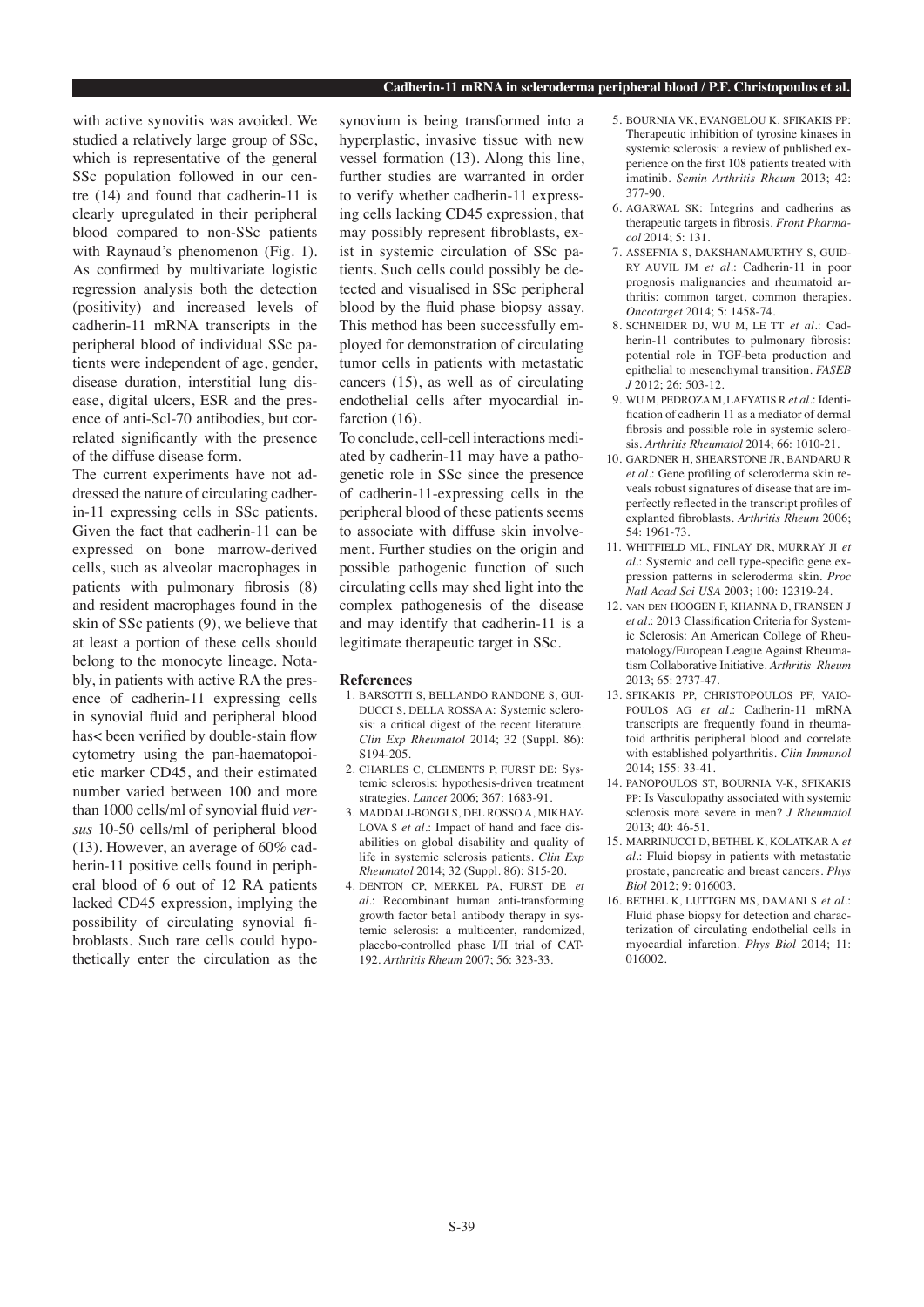with active synovitis was avoided. We studied a relatively large group of SSc, which is representative of the general SSc population followed in our centre (14) and found that cadherin-11 is clearly upregulated in their peripheral blood compared to non-SSc patients with Raynaud's phenomenon (Fig. 1). As confirmed by multivariate logistic regression analysis both the detection (positivity) and increased levels of cadherin-11 mRNA transcripts in the peripheral blood of individual SSc patients were independent of age, gender, disease duration, interstitial lung disease, digital ulcers, ESR and the presence of anti-Scl-70 antibodies, but correlated significantly with the presence of the diffuse disease form.

The current experiments have not addressed the nature of circulating cadherin-11 expressing cells in SSc patients. Given the fact that cadherin-11 can be expressed on bone marrow-derived cells, such as alveolar macrophages in patients with pulmonary fibrosis (8) and resident macrophages found in the skin of SSc patients (9), we believe that at least a portion of these cells should belong to the monocyte lineage. Notably, in patients with active RA the presence of cadherin-11 expressing cells in synovial fluid and peripheral blood has< been verified by double-stain flow cytometry using the pan-haematopoietic marker CD45, and their estimated number varied between 100 and more than 1000 cells/ml of synovial fluid *versus* 10-50 cells/ml of peripheral blood (13). However, an average of 60% cadherin-11 positive cells found in peripheral blood of 6 out of 12 RA patients lacked CD45 expression, implying the possibility of circulating synovial fibroblasts. Such rare cells could hypothetically enter the circulation as the synovium is being transformed into a hyperplastic, invasive tissue with new vessel formation (13). Along this line, further studies are warranted in order to verify whether cadherin-11 expressing cells lacking CD45 expression, that may possibly represent fibroblasts, exist in systemic circulation of SSc patients. Such cells could possibly be detected and visualised in SSc peripheral blood by the fluid phase biopsy assay. This method has been successfully employed for demonstration of circulating tumor cells in patients with metastatic cancers (15), as well as of circulating endothelial cells after myocardial infarction (16).

To conclude, cell-cell interactions mediated by cadherin-11 may have a pathogenetic role in SSc since the presence of cadherin-11-expressing cells in the peripheral blood of these patients seems to associate with diffuse skin involvement. Further studies on the origin and possible pathogenic function of such circulating cells may shed light into the complex pathogenesis of the disease and may identify that cadherin-11 is a legitimate therapeutic target in SSc.

## References

1. BARSOTTI S, BELLANDO RANDONE S, GUIDUCCI S, DELLA ROSSA A: Systemic sclerosis: a critical digest of the recent literature. *Clin Exp Rheumatol* 2014; 32 (Suppl. 86): S194-205.
2. CHARLES C, CLEMENTS P, FURST DE: Systemic sclerosis: hypothesis-driven treatment strategies. *Lancet* 2006; 367: 1683-91.
3. MADDALI-BONGI S, DEL ROSSO A, MIKHAYLOVA S *et al.*: Impact of hand and face disabilities on global disability and quality of life in systemic sclerosis patients. *Clin Exp Rheumatol* 2014; 32 (Suppl. 86): S15-20.
4. DENTON CP, MERKEL PA, FURST DE *et al.*: Recombinant human anti-transforming growth factor beta1 antibody therapy in systemic sclerosis: a multicenter, randomized, placebo-controlled phase I/II trial of CAT-192. *Arthritis Rheum* 2007; 56: 323-33.
5. BOURNIA VK, EVANGELOU K, SFIKAKIS PP: Therapeutic inhibition of tyrosine kinases in systemic sclerosis: a review of published experience on the first 108 patients treated with imatinib. *Semin Arthritis Rheum* 2013; 42: 377-90.
6. AGARWAL SK: Integrins and cadherins as therapeutic targets in fibrosis. *Front Pharmacol* 2014; 5: 131.
7. ASSEFNIA S, DAKSHANAMURTHY S, GUIDRY AUVIL JM *et al.*: Cadherin-11 in poor prognosis malignancies and rheumatoid arthritis: common target, common therapies. *Oncotarget* 2014; 5: 1458-74.
8. SCHNEIDER DJ, WU M, LE TT *et al.*: Cadherin-11 contributes to pulmonary fibrosis: potential role in TGF-beta production and epithelial to mesenchymal transition. *FASEB J* 2012; 26: 503-12.
9. WU M, PEDROZA M, LAFYATIS R *et al.*: Identification of cadherin 11 as a mediator of dermal fibrosis and possible role in systemic sclerosis. *Arthritis Rheumatol* 2014; 66: 1010-21.
10. GARDNER H, SHEARSTONE JR, BANDARU R *et al.*: Gene profiling of scleroderma skin reveals robust signatures of disease that are imperfectly reflected in the transcript profiles of explanted fibroblasts. *Arthritis Rheum* 2006; 54: 1961-73.
11. WHITFIELD ML, FINLAY DR, MURRAY JI *et al.*: Systemic and cell type-specific gene expression patterns in scleroderma skin. *Proc Natl Acad Sci USA* 2003; 100: 12319-24.
12. VAN DEN HOOGEN F, KHANNA D, FRANSEN J *et al.*: 2013 Classification Criteria for Systemic Sclerosis: An American College of Rheumatology/European League Against Rheumatism Collaborative Initiative. *Arthritis Rheum* 2013; 65: 2737-47.
13. SFIKAKIS PP, CHRISTOPOULOS PF, VAIOPOULOS AG *et al.*: Cadherin-11 mRNA transcripts are frequently found in rheumatoid arthritis peripheral blood and correlate with established polyarthritis. *Clin Immunol* 2014; 155: 33-41.
14. PANOPOULOS ST, BOURNIA V-K, SFIKAKIS PP: Is Vasculopathy associated with systemic sclerosis more severe in men? *J Rheumatol* 2013; 40: 46-51.
15. MARRINUCCI D, BETHEL K, KOLATKAR A *et al.*: Fluid biopsy in patients with metastatic prostate, pancreatic and breast cancers. *Phys Biol* 2012; 9: 016003.
16. BETHEL K, LUTTGEN MS, DAMANI S *et al.*: Fluid phase biopsy for detection and characterization of circulating endothelial cells in myocardial infarction. *Phys Biol* 2014; 11: 016002.